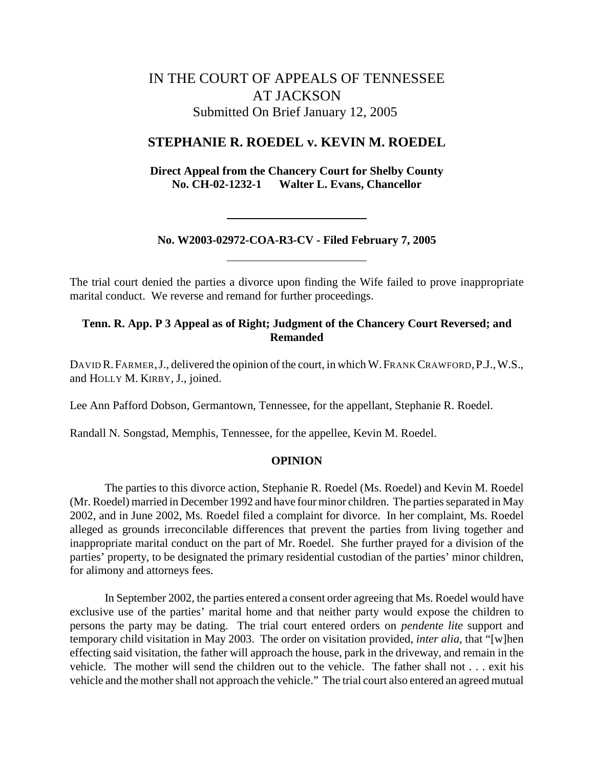# IN THE COURT OF APPEALS OF TENNESSEE AT JACKSON

Submitted On Brief January 12, 2005

## STEPHANIE R. ROEDEL v. KEVIN M. ROEDEL

**Direct Appeal from the Chancery Court for Shelby County**
**No. CH-02-1232-1 Walter L. Evans, Chancellor**

---

**No. W2003-02972-COA-R3-CV - Filed February 7, 2005**

---

The trial court denied the parties a divorce upon finding the Wife failed to prove inappropriate marital conduct. We reverse and remand for further proceedings.

**Tenn. R. App. P 3 Appeal as of Right; Judgment of the Chancery Court Reversed; and Remanded**

DAVID R. FARMER, J., delivered the opinion of the court, in which W. FRANK CRAWFORD, P.J., W.S., and HOLLY M. KIRBY, J., joined.

Lee Ann Pafford Dobson, Germantown, Tennessee, for the appellant, Stephanie R. Roedel.

Randall N. Songstad, Memphis, Tennessee, for the appellee, Kevin M. Roedel.

### OPINION

The parties to this divorce action, Stephanie R. Roedel (Ms. Roedel) and Kevin M. Roedel (Mr. Roedel) married in December 1992 and have four minor children. The parties separated in May 2002, and in June 2002, Ms. Roedel filed a complaint for divorce. In her complaint, Ms. Roedel alleged as grounds irreconcilable differences that prevent the parties from living together and inappropriate marital conduct on the part of Mr. Roedel. She further prayed for a division of the parties' property, to be designated the primary residential custodian of the parties' minor children, for alimony and attorneys fees.

In September 2002, the parties entered a consent order agreeing that Ms. Roedel would have exclusive use of the parties' marital home and that neither party would expose the children to persons the party may be dating. The trial court entered orders on *pendente lite* support and temporary child visitation in May 2003. The order on visitation provided, *inter alia*, that "[w]hen effecting said visitation, the father will approach the house, park in the driveway, and remain in the vehicle. The mother will send the children out to the vehicle. The father shall not . . . exit his vehicle and the mother shall not approach the vehicle." The trial court also entered an agreed mutual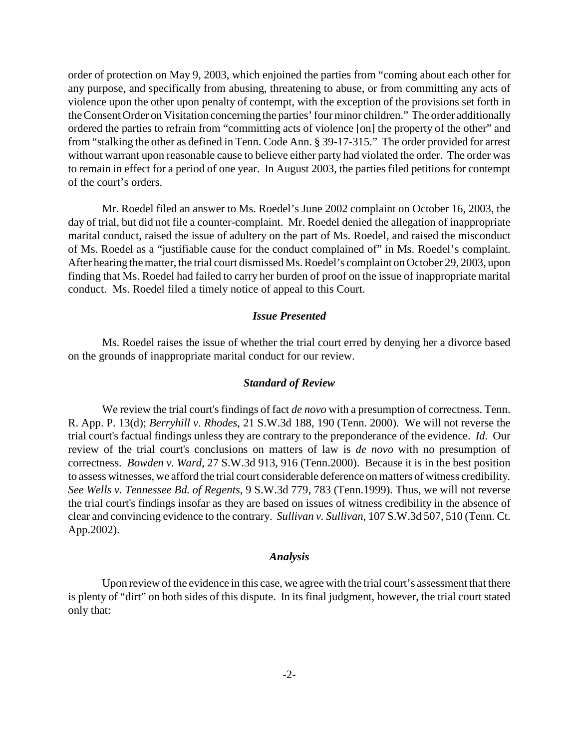order of protection on May 9, 2003, which enjoined the parties from "coming about each other for any purpose, and specifically from abusing, threatening to abuse, or from committing any acts of violence upon the other upon penalty of contempt, with the exception of the provisions set forth in the Consent Order on Visitation concerning the parties' four minor children." The order additionally ordered the parties to refrain from "committing acts of violence [on] the property of the other" and from "stalking the other as defined in Tenn. Code Ann. § 39-17-315." The order provided for arrest without warrant upon reasonable cause to believe either party had violated the order. The order was to remain in effect for a period of one year. In August 2003, the parties filed petitions for contempt of the court's orders.

Mr. Roedel filed an answer to Ms. Roedel's June 2002 complaint on October 16, 2003, the day of trial, but did not file a counter-complaint. Mr. Roedel denied the allegation of inappropriate marital conduct, raised the issue of adultery on the part of Ms. Roedel, and raised the misconduct of Ms. Roedel as a "justifiable cause for the conduct complained of" in Ms. Roedel's complaint. After hearing the matter, the trial court dismissed Ms. Roedel's complaint on October 29, 2003, upon finding that Ms. Roedel had failed to carry her burden of proof on the issue of inappropriate marital conduct. Ms. Roedel filed a timely notice of appeal to this Court.

### *Issue Presented*

Ms. Roedel raises the issue of whether the trial court erred by denying her a divorce based on the grounds of inappropriate marital conduct for our review.

### *Standard of Review*

We review the trial court's findings of fact *de novo* with a presumption of correctness. Tenn. R. App. P. 13(d); *Berryhill v. Rhodes*, 21 S.W.3d 188, 190 (Tenn. 2000). We will not reverse the trial court's factual findings unless they are contrary to the preponderance of the evidence. *Id.* Our review of the trial court's conclusions on matters of law is *de novo* with no presumption of correctness. *Bowden v. Ward*, 27 S.W.3d 913, 916 (Tenn.2000). Because it is in the best position to assess witnesses, we afford the trial court considerable deference on matters of witness credibility. *See Wells v. Tennessee Bd. of Regents*, 9 S.W.3d 779, 783 (Tenn.1999). Thus, we will not reverse the trial court's findings insofar as they are based on issues of witness credibility in the absence of clear and convincing evidence to the contrary. *Sullivan v. Sullivan*, 107 S.W.3d 507, 510 (Tenn. Ct. App.2002).

### *Analysis*

Upon review of the evidence in this case, we agree with the trial court's assessment that there is plenty of "dirt" on both sides of this dispute. In its final judgment, however, the trial court stated only that: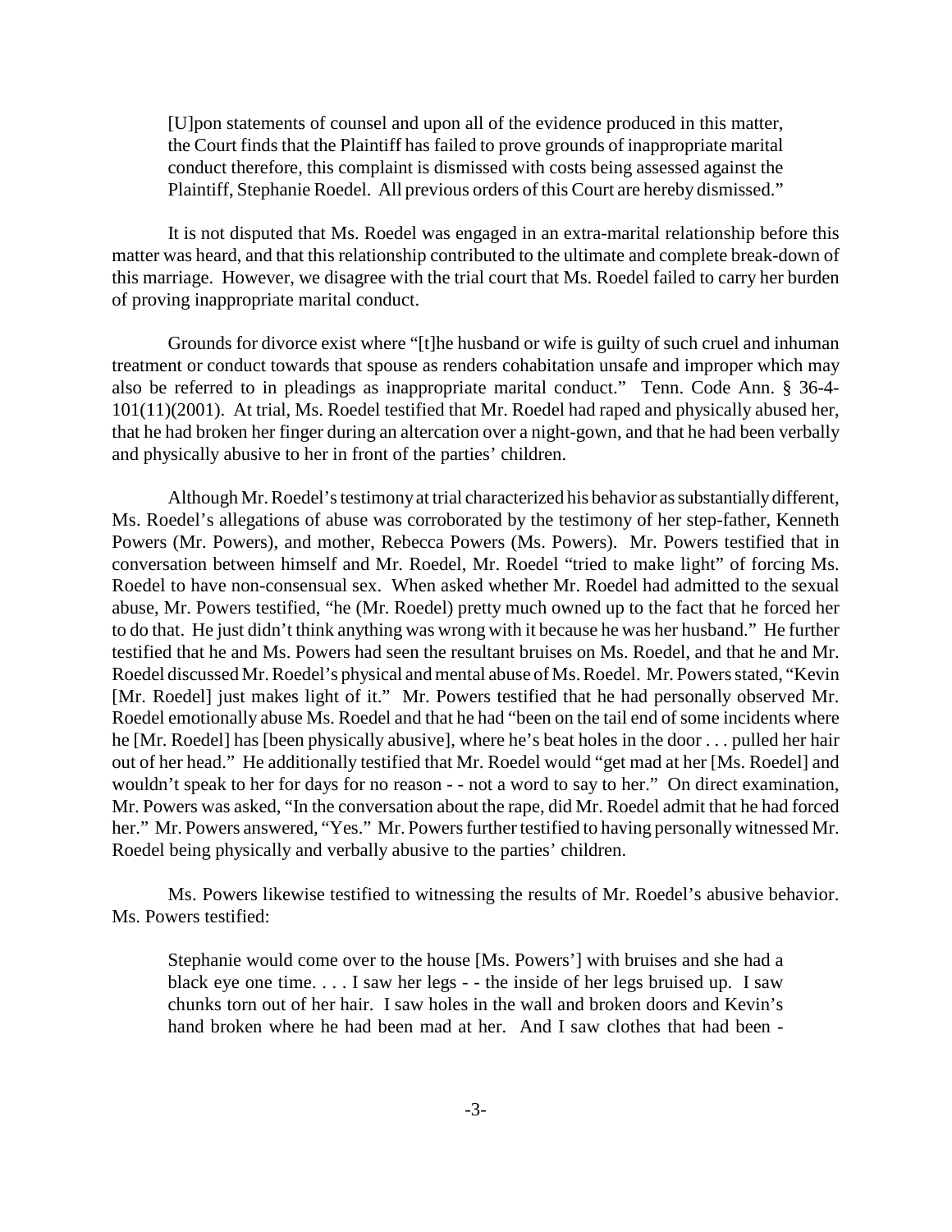> [U]pon statements of counsel and upon all of the evidence produced in this matter, the Court finds that the Plaintiff has failed to prove grounds of inappropriate marital conduct therefore, this complaint is dismissed with costs being assessed against the Plaintiff, Stephanie Roedel. All previous orders of this Court are hereby dismissed."

It is not disputed that Ms. Roedel was engaged in an extra-marital relationship before this matter was heard, and that this relationship contributed to the ultimate and complete break-down of this marriage. However, we disagree with the trial court that Ms. Roedel failed to carry her burden of proving inappropriate marital conduct.

Grounds for divorce exist where "[t]he husband or wife is guilty of such cruel and inhuman treatment or conduct towards that spouse as renders cohabitation unsafe and improper which may also be referred to in pleadings as inappropriate marital conduct." Tenn. Code Ann. § 36-4-101(11)(2001). At trial, Ms. Roedel testified that Mr. Roedel had raped and physically abused her, that he had broken her finger during an altercation over a night-gown, and that he had been verbally and physically abusive to her in front of the parties' children.

Although Mr. Roedel's testimony at trial characterized his behavior as substantially different, Ms. Roedel's allegations of abuse was corroborated by the testimony of her step-father, Kenneth Powers (Mr. Powers), and mother, Rebecca Powers (Ms. Powers). Mr. Powers testified that in conversation between himself and Mr. Roedel, Mr. Roedel "tried to make light" of forcing Ms. Roedel to have non-consensual sex. When asked whether Mr. Roedel had admitted to the sexual abuse, Mr. Powers testified, "he (Mr. Roedel) pretty much owned up to the fact that he forced her to do that. He just didn't think anything was wrong with it because he was her husband." He further testified that he and Ms. Powers had seen the resultant bruises on Ms. Roedel, and that he and Mr. Roedel discussed Mr. Roedel's physical and mental abuse of Ms. Roedel. Mr. Powers stated, "Kevin [Mr. Roedel] just makes light of it." Mr. Powers testified that he had personally observed Mr. Roedel emotionally abuse Ms. Roedel and that he had "been on the tail end of some incidents where he [Mr. Roedel] has [been physically abusive], where he's beat holes in the door . . . pulled her hair out of her head." He additionally testified that Mr. Roedel would "get mad at her [Ms. Roedel] and wouldn't speak to her for days for no reason - - not a word to say to her." On direct examination, Mr. Powers was asked, "In the conversation about the rape, did Mr. Roedel admit that he had forced her." Mr. Powers answered, "Yes." Mr. Powers further testified to having personally witnessed Mr. Roedel being physically and verbally abusive to the parties' children.

Ms. Powers likewise testified to witnessing the results of Mr. Roedel's abusive behavior. Ms. Powers testified:

> Stephanie would come over to the house [Ms. Powers'] with bruises and she had a black eye one time. . . . I saw her legs - - the inside of her legs bruised up. I saw chunks torn out of her hair. I saw holes in the wall and broken doors and Kevin's hand broken where he had been mad at her. And I saw clothes that had been -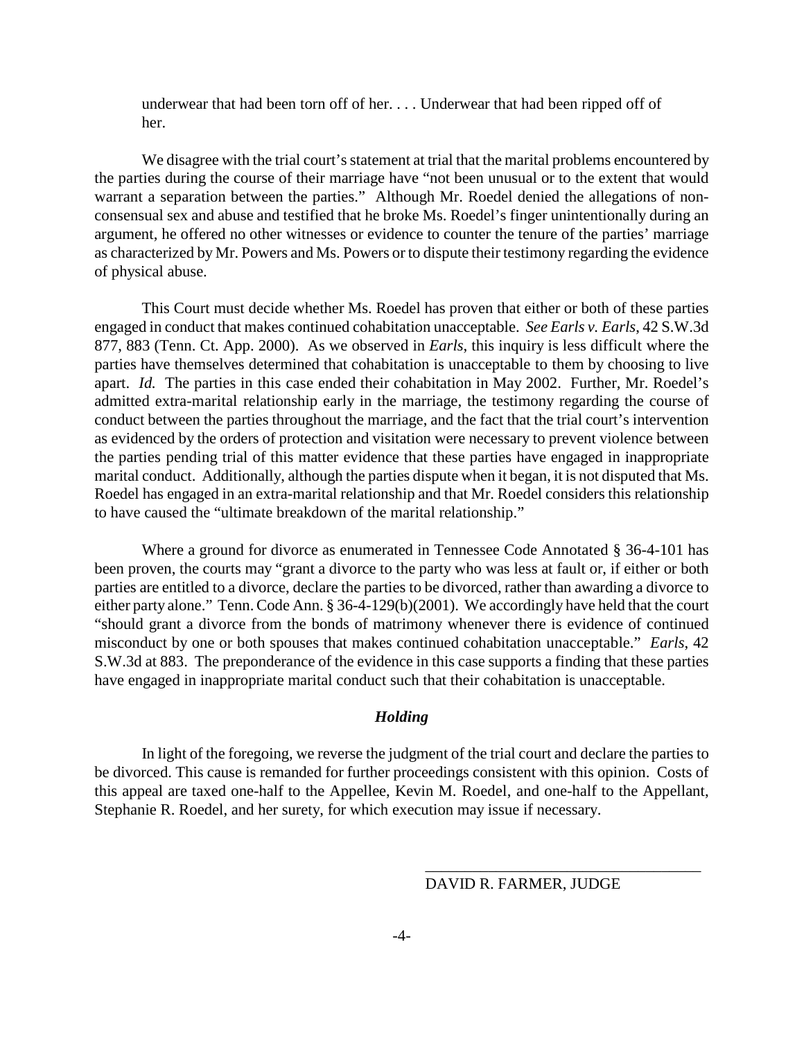underwear that had been torn off of her. . . . Underwear that had been ripped off of her.

We disagree with the trial court's statement at trial that the marital problems encountered by the parties during the course of their marriage have "not been unusual or to the extent that would warrant a separation between the parties." Although Mr. Roedel denied the allegations of non-consensual sex and abuse and testified that he broke Ms. Roedel's finger unintentionally during an argument, he offered no other witnesses or evidence to counter the tenure of the parties' marriage as characterized by Mr. Powers and Ms. Powers or to dispute their testimony regarding the evidence of physical abuse.

This Court must decide whether Ms. Roedel has proven that either or both of these parties engaged in conduct that makes continued cohabitation unacceptable. *See Earls v. Earls*, 42 S.W.3d 877, 883 (Tenn. Ct. App. 2000). As we observed in *Earls*, this inquiry is less difficult where the parties have themselves determined that cohabitation is unacceptable to them by choosing to live apart. *Id.* The parties in this case ended their cohabitation in May 2002. Further, Mr. Roedel's admitted extra-marital relationship early in the marriage, the testimony regarding the course of conduct between the parties throughout the marriage, and the fact that the trial court's intervention as evidenced by the orders of protection and visitation were necessary to prevent violence between the parties pending trial of this matter evidence that these parties have engaged in inappropriate marital conduct. Additionally, although the parties dispute when it began, it is not disputed that Ms. Roedel has engaged in an extra-marital relationship and that Mr. Roedel considers this relationship to have caused the "ultimate breakdown of the marital relationship."

Where a ground for divorce as enumerated in Tennessee Code Annotated § 36-4-101 has been proven, the courts may "grant a divorce to the party who was less at fault or, if either or both parties are entitled to a divorce, declare the parties to be divorced, rather than awarding a divorce to either party alone." Tenn. Code Ann. § 36-4-129(b)(2001). We accordingly have held that the court "should grant a divorce from the bonds of matrimony whenever there is evidence of continued misconduct by one or both spouses that makes continued cohabitation unacceptable." *Earls*, 42 S.W.3d at 883. The preponderance of the evidence in this case supports a finding that these parties have engaged in inappropriate marital conduct such that their cohabitation is unacceptable.

### *Holding*

In light of the foregoing, we reverse the judgment of the trial court and declare the parties to be divorced. This cause is remanded for further proceedings consistent with this opinion. Costs of this appeal are taxed one-half to the Appellee, Kevin M. Roedel, and one-half to the Appellant, Stephanie R. Roedel, and her surety, for which execution may issue if necessary.

___________________________________

DAVID R. FARMER, JUDGE